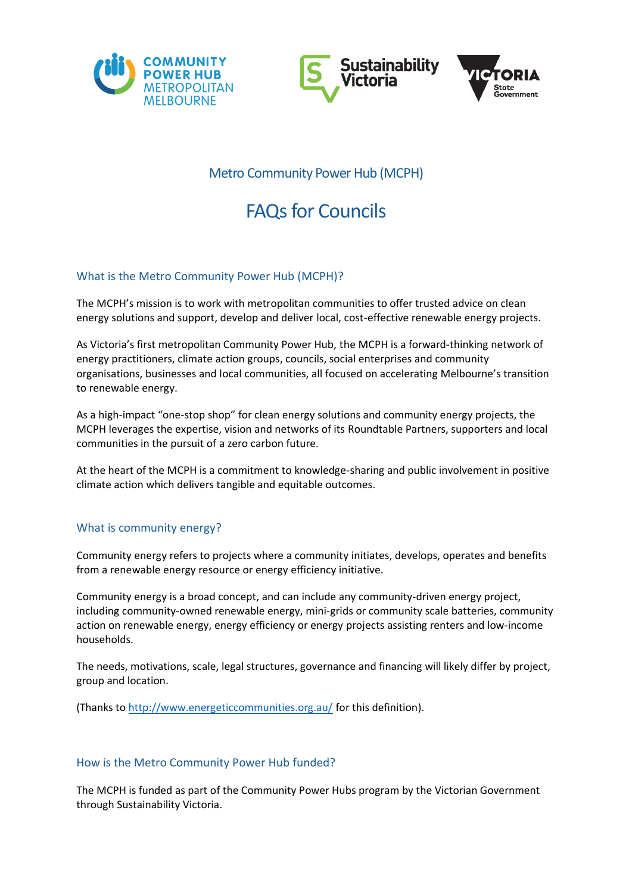Metro Community Power Hub (MCPH)

# FAQs for Councils

## What is the Metro Community Power Hub (MCPH)?

The MCPH's mission is to work with metropolitan communities to offer trusted advice on clean energy solutions and support, develop and deliver local, cost-effective renewable energy projects.

As Victoria's first metropolitan Community Power Hub, the MCPH is a forward-thinking network of energy practitioners, climate action groups, councils, social enterprises and community organisations, businesses and local communities, all focused on accelerating Melbourne's transition to renewable energy.

As a high-impact "one-stop shop" for clean energy solutions and community energy projects, the MCPH leverages the expertise, vision and networks of its Roundtable Partners, supporters and local communities in the pursuit of a zero carbon future.

At the heart of the MCPH is a commitment to knowledge-sharing and public involvement in positive climate action which delivers tangible and equitable outcomes.

## What is community energy?

Community energy refers to projects where a community initiates, develops, operates and benefits from a renewable energy resource or energy efficiency initiative.

Community energy is a broad concept, and can include any community-driven energy project, including community-owned renewable energy, mini-grids or community scale batteries, community action on renewable energy, energy efficiency or energy projects assisting renters and low-income households.

The needs, motivations, scale, legal structures, governance and financing will likely differ by project, group and location.

(Thanks to [http://www.energeticcommunities.org.au/](http://www.energeticcommunities.org.au/) for this definition).

## How is the Metro Community Power Hub funded?

The MCPH is funded as part of the Community Power Hubs program by the Victorian Government through Sustainability Victoria.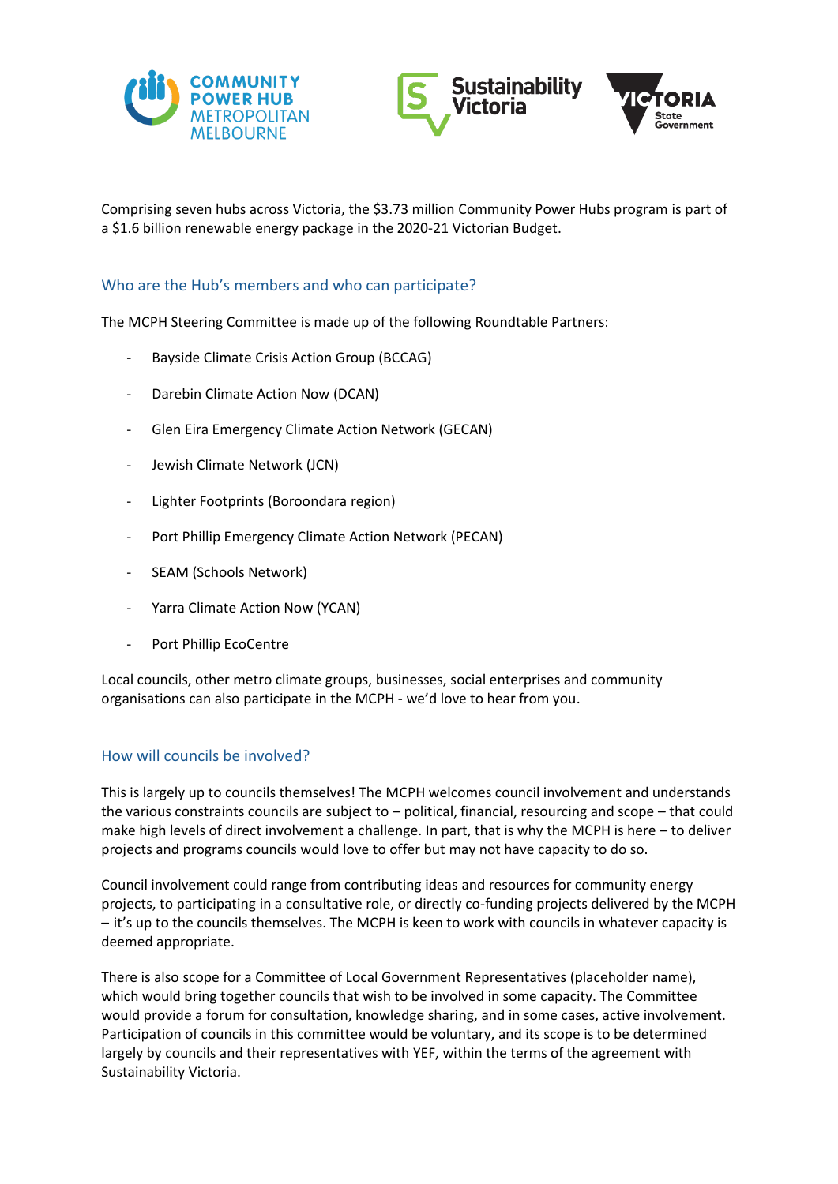Comprising seven hubs across Victoria, the $3.73 million Community Power Hubs program is part of a $1.6 billion renewable energy package in the 2020-21 Victorian Budget.

## Who are the Hub's members and who can participate?

The MCPH Steering Committee is made up of the following Roundtable Partners:

- Bayside Climate Crisis Action Group (BCCAG)
- Darebin Climate Action Now (DCAN)
- Glen Eira Emergency Climate Action Network (GECAN)
- Jewish Climate Network (JCN)
- Lighter Footprints (Boroondara region)
- Port Phillip Emergency Climate Action Network (PECAN)
- SEAM (Schools Network)
- Yarra Climate Action Now (YCAN)
- Port Phillip EcoCentre

Local councils, other metro climate groups, businesses, social enterprises and community organisations can also participate in the MCPH - we'd love to hear from you.

## How will councils be involved?

This is largely up to councils themselves! The MCPH welcomes council involvement and understands the various constraints councils are subject to – political, financial, resourcing and scope – that could make high levels of direct involvement a challenge. In part, that is why the MCPH is here – to deliver projects and programs councils would love to offer but may not have capacity to do so.

Council involvement could range from contributing ideas and resources for community energy projects, to participating in a consultative role, or directly co-funding projects delivered by the MCPH – it's up to the councils themselves. The MCPH is keen to work with councils in whatever capacity is deemed appropriate.

There is also scope for a Committee of Local Government Representatives (placeholder name), which would bring together councils that wish to be involved in some capacity. The Committee would provide a forum for consultation, knowledge sharing, and in some cases, active involvement. Participation of councils in this committee would be voluntary, and its scope is to be determined largely by councils and their representatives with YEF, within the terms of the agreement with Sustainability Victoria.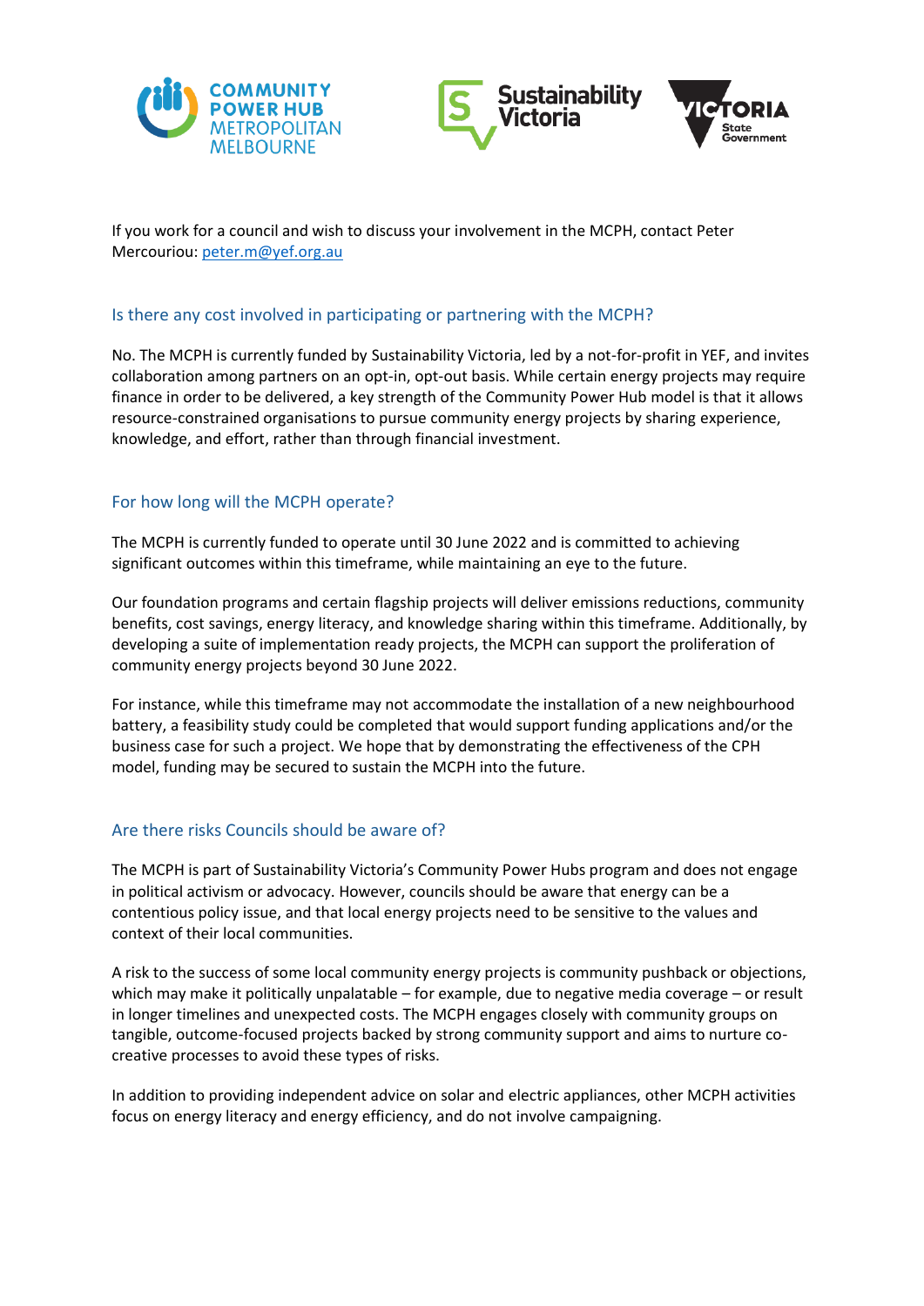If you work for a council and wish to discuss your involvement in the MCPH, contact Peter Mercouriou: [peter.m@yef.org.au](mailto:peter.m@yef.org.au)

## Is there any cost involved in participating or partnering with the MCPH?

No. The MCPH is currently funded by Sustainability Victoria, led by a not-for-profit in YEF, and invites collaboration among partners on an opt-in, opt-out basis. While certain energy projects may require finance in order to be delivered, a key strength of the Community Power Hub model is that it allows resource-constrained organisations to pursue community energy projects by sharing experience, knowledge, and effort, rather than through financial investment.

## For how long will the MCPH operate?

The MCPH is currently funded to operate until 30 June 2022 and is committed to achieving significant outcomes within this timeframe, while maintaining an eye to the future.

Our foundation programs and certain flagship projects will deliver emissions reductions, community benefits, cost savings, energy literacy, and knowledge sharing within this timeframe. Additionally, by developing a suite of implementation ready projects, the MCPH can support the proliferation of community energy projects beyond 30 June 2022.

For instance, while this timeframe may not accommodate the installation of a new neighbourhood battery, a feasibility study could be completed that would support funding applications and/or the business case for such a project. We hope that by demonstrating the effectiveness of the CPH model, funding may be secured to sustain the MCPH into the future.

## Are there risks Councils should be aware of?

The MCPH is part of Sustainability Victoria's Community Power Hubs program and does not engage in political activism or advocacy. However, councils should be aware that energy can be a contentious policy issue, and that local energy projects need to be sensitive to the values and context of their local communities.

A risk to the success of some local community energy projects is community pushback or objections, which may make it politically unpalatable – for example, due to negative media coverage – or result in longer timelines and unexpected costs. The MCPH engages closely with community groups on tangible, outcome-focused projects backed by strong community support and aims to nurture co-creative processes to avoid these types of risks.

In addition to providing independent advice on solar and electric appliances, other MCPH activities focus on energy literacy and energy efficiency, and do not involve campaigning.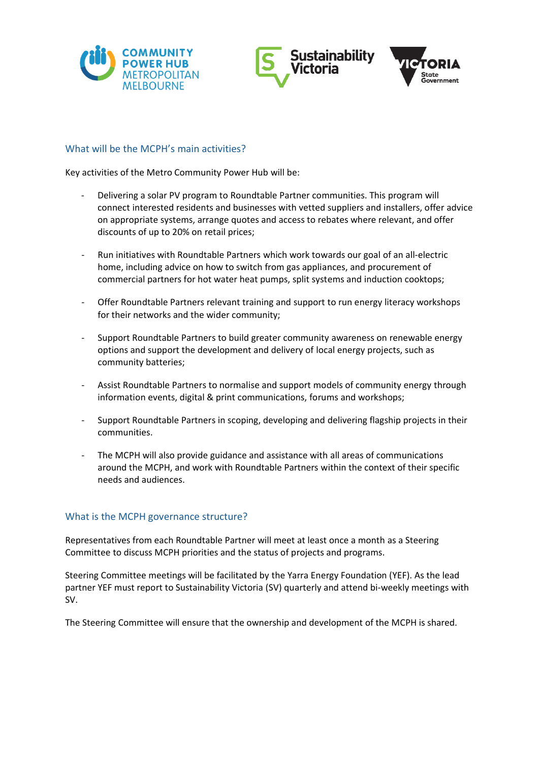## What will be the MCPH's main activities?

Key activities of the Metro Community Power Hub will be:

- Delivering a solar PV program to Roundtable Partner communities. This program will connect interested residents and businesses with vetted suppliers and installers, offer advice on appropriate systems, arrange quotes and access to rebates where relevant, and offer discounts of up to 20% on retail prices;

- Run initiatives with Roundtable Partners which work towards our goal of an all-electric home, including advice on how to switch from gas appliances, and procurement of commercial partners for hot water heat pumps, split systems and induction cooktops;

- Offer Roundtable Partners relevant training and support to run energy literacy workshops for their networks and the wider community;

- Support Roundtable Partners to build greater community awareness on renewable energy options and support the development and delivery of local energy projects, such as community batteries;

- Assist Roundtable Partners to normalise and support models of community energy through information events, digital & print communications, forums and workshops;

- Support Roundtable Partners in scoping, developing and delivering flagship projects in their communities.

- The MCPH will also provide guidance and assistance with all areas of communications around the MCPH, and work with Roundtable Partners within the context of their specific needs and audiences.

## What is the MCPH governance structure?

Representatives from each Roundtable Partner will meet at least once a month as a Steering Committee to discuss MCPH priorities and the status of projects and programs.

Steering Committee meetings will be facilitated by the Yarra Energy Foundation (YEF). As the lead partner YEF must report to Sustainability Victoria (SV) quarterly and attend bi-weekly meetings with SV.

The Steering Committee will ensure that the ownership and development of the MCPH is shared.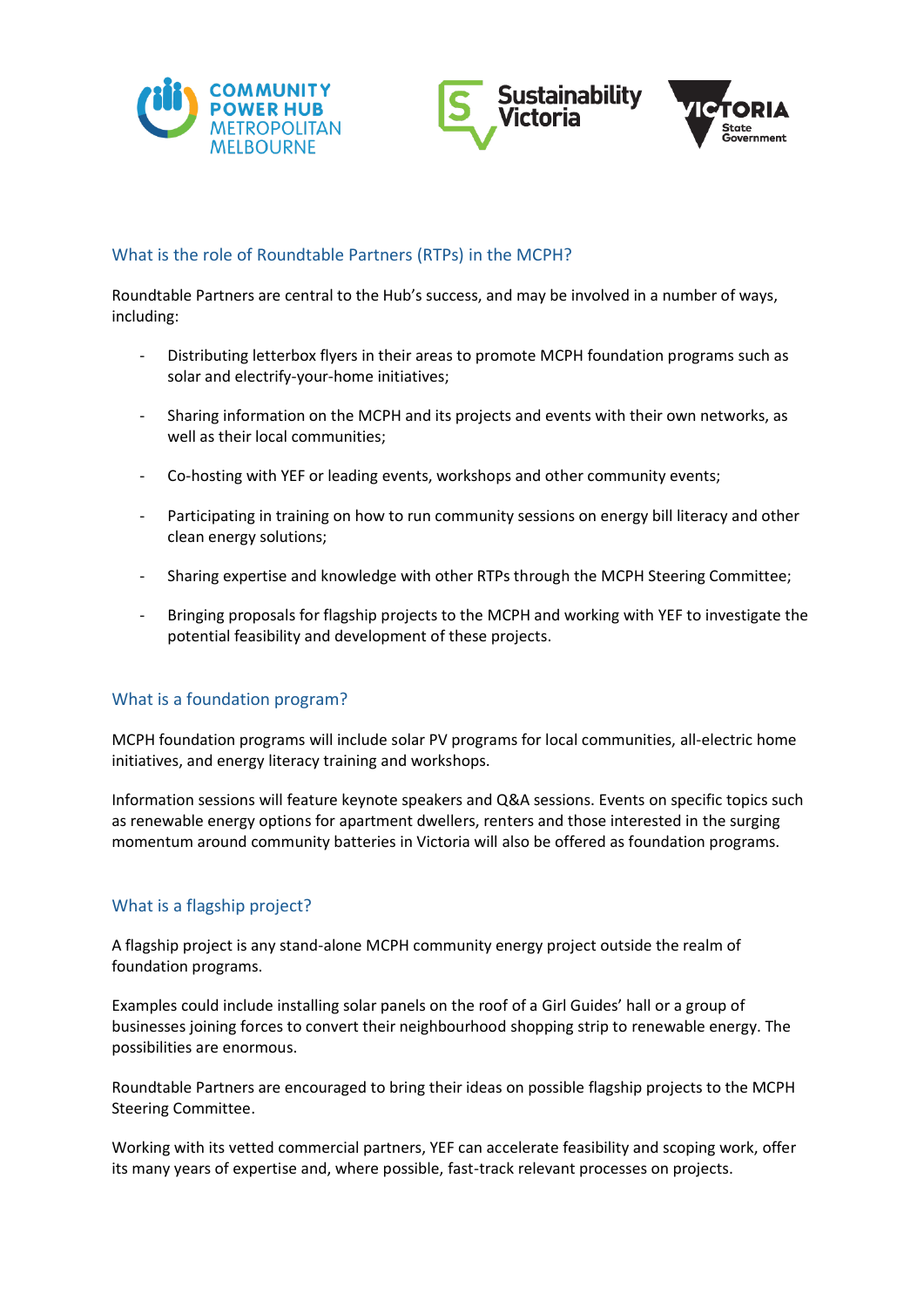## What is the role of Roundtable Partners (RTPs) in the MCPH?

Roundtable Partners are central to the Hub's success, and may be involved in a number of ways, including:

- Distributing letterbox flyers in their areas to promote MCPH foundation programs such as solar and electrify-your-home initiatives;
- Sharing information on the MCPH and its projects and events with their own networks, as well as their local communities;
- Co-hosting with YEF or leading events, workshops and other community events;
- Participating in training on how to run community sessions on energy bill literacy and other clean energy solutions;
- Sharing expertise and knowledge with other RTPs through the MCPH Steering Committee;
- Bringing proposals for flagship projects to the MCPH and working with YEF to investigate the potential feasibility and development of these projects.

## What is a foundation program?

MCPH foundation programs will include solar PV programs for local communities, all-electric home initiatives, and energy literacy training and workshops.

Information sessions will feature keynote speakers and Q&A sessions. Events on specific topics such as renewable energy options for apartment dwellers, renters and those interested in the surging momentum around community batteries in Victoria will also be offered as foundation programs.

## What is a flagship project?

A flagship project is any stand-alone MCPH community energy project outside the realm of foundation programs.

Examples could include installing solar panels on the roof of a Girl Guides' hall or a group of businesses joining forces to convert their neighbourhood shopping strip to renewable energy. The possibilities are enormous.

Roundtable Partners are encouraged to bring their ideas on possible flagship projects to the MCPH Steering Committee.

Working with its vetted commercial partners, YEF can accelerate feasibility and scoping work, offer its many years of expertise and, where possible, fast-track relevant processes on projects.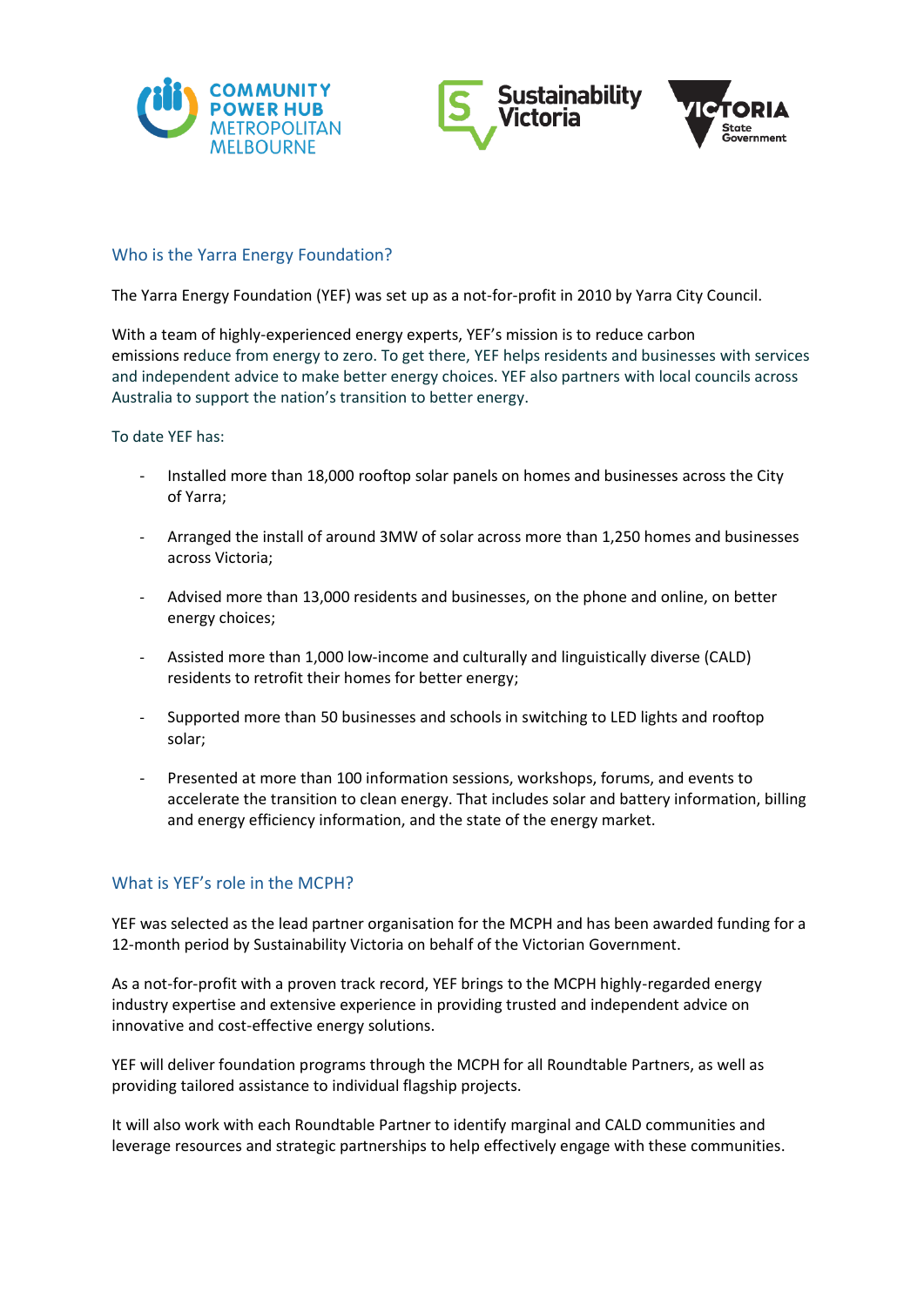## Who is the Yarra Energy Foundation?

The Yarra Energy Foundation (YEF) was set up as a not-for-profit in 2010 by Yarra City Council.

With a team of highly-experienced energy experts, YEF's mission is to reduce carbon emissions reduce from energy to zero. To get there, YEF helps residents and businesses with services and independent advice to make better energy choices. YEF also partners with local councils across Australia to support the nation's transition to better energy.

To date YEF has:

- Installed more than 18,000 rooftop solar panels on homes and businesses across the City of Yarra;
- Arranged the install of around 3MW of solar across more than 1,250 homes and businesses across Victoria;
- Advised more than 13,000 residents and businesses, on the phone and online, on better energy choices;
- Assisted more than 1,000 low-income and culturally and linguistically diverse (CALD) residents to retrofit their homes for better energy;
- Supported more than 50 businesses and schools in switching to LED lights and rooftop solar;
- Presented at more than 100 information sessions, workshops, forums, and events to accelerate the transition to clean energy. That includes solar and battery information, billing and energy efficiency information, and the state of the energy market.

## What is YEF's role in the MCPH?

YEF was selected as the lead partner organisation for the MCPH and has been awarded funding for a 12-month period by Sustainability Victoria on behalf of the Victorian Government.

As a not-for-profit with a proven track record, YEF brings to the MCPH highly-regarded energy industry expertise and extensive experience in providing trusted and independent advice on innovative and cost-effective energy solutions.

YEF will deliver foundation programs through the MCPH for all Roundtable Partners, as well as providing tailored assistance to individual flagship projects.

It will also work with each Roundtable Partner to identify marginal and CALD communities and leverage resources and strategic partnerships to help effectively engage with these communities.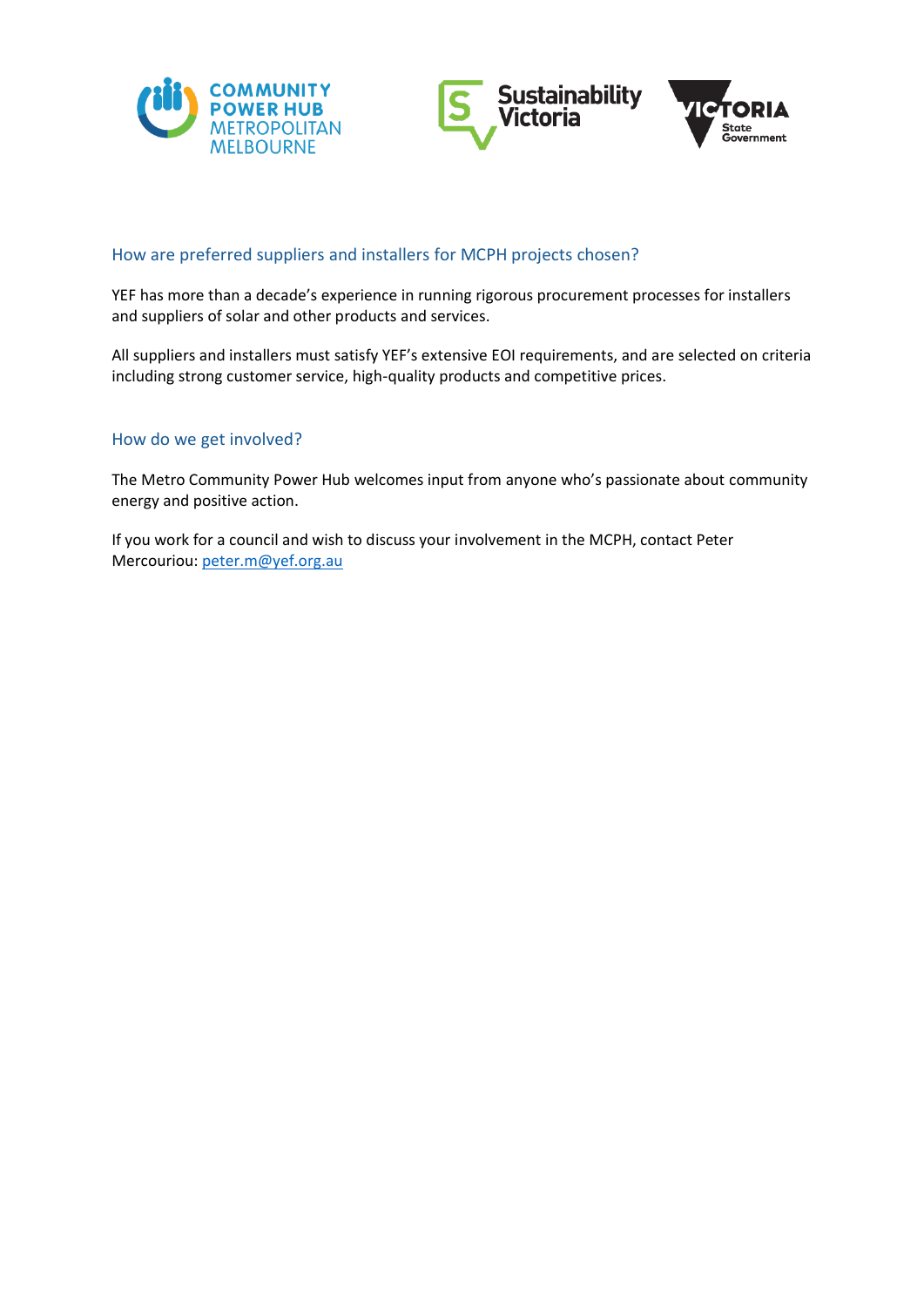## How are preferred suppliers and installers for MCPH projects chosen?

YEF has more than a decade's experience in running rigorous procurement processes for installers and suppliers of solar and other products and services.

All suppliers and installers must satisfy YEF's extensive EOI requirements, and are selected on criteria including strong customer service, high-quality products and competitive prices.

## How do we get involved?

The Metro Community Power Hub welcomes input from anyone who's passionate about community energy and positive action.

If you work for a council and wish to discuss your involvement in the MCPH, contact Peter Mercouriou: [peter.m@yef.org.au](mailto:peter.m@yef.org.au)